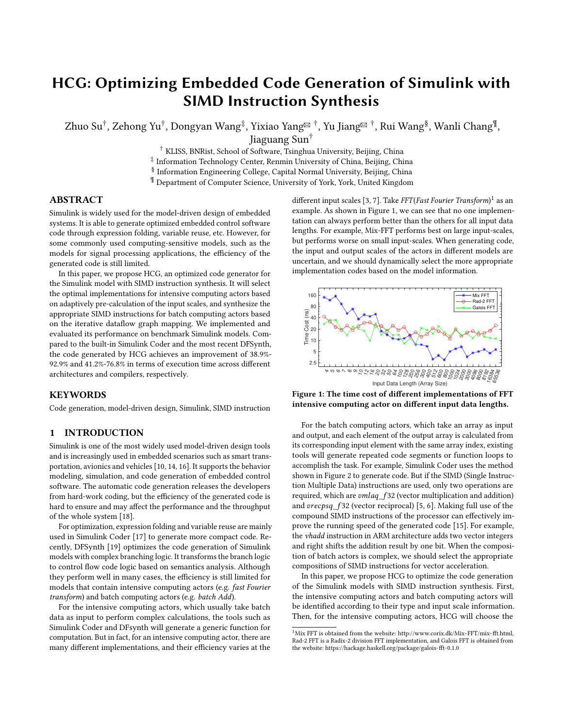# HCG: Optimizing Embedded Code Generation of Simulink with SIMD Instruction Synthesis

Zhuo Su[†], Zehong Yu[†], Dongyan Wang[‡], Yixiao Yang[✉ †], Yu Jiang[✉ †], Rui Wang[§], Wanli Chang[¶], Jiaguang Sun[†]

[†] KLISS, BNRist, School of Software, Tsinghua University, Beijing, China
[‡] Information Technology Center, Renmin University of China, Beijing, China
[§] Information Engineering College, Capital Normal University, Beijing, China
[¶] Department of Computer Science, University of York, York, United Kingdom

## ABSTRACT

Simulink is widely used for the model-driven design of embedded systems. It is able to generate optimized embedded control software code through expression folding, variable reuse, etc. However, for some commonly used computing-sensitive models, such as the models for signal processing applications, the efficiency of the generated code is still limited.

In this paper, we propose HCG, an optimized code generator for the Simulink model with SIMD instruction synthesis. It will select the optimal implementations for intensive computing actors based on adaptively pre-calculation of the input scales, and synthesize the appropriate SIMD instructions for batch computing actors based on the iterative dataflow graph mapping. We implemented and evaluated its performance on benchmark Simulink models. Compared to the built-in Simulink Coder and the most recent DFSynth, the code generated by HCG achieves an improvement of 38.9%-92.9% and 41.2%-76.8% in terms of execution time across different architectures and compilers, respectively.

## KEYWORDS

Code generation, model-driven design, Simulink, SIMD instruction

## 1 INTRODUCTION

Simulink is one of the most widely used model-driven design tools and is increasingly used in embedded scenarios such as smart transportation, avionics and vehicles [10, 14, 16]. It supports the behavior modeling, simulation, and code generation of embedded control software. The automatic code generation releases the developers from hard-work coding, but the efficiency of the generated code is hard to ensure and may affect the performance and the throughput of the whole system [18].

For optimization, expression folding and variable reuse are mainly used in Simulink Coder [17] to generate more compact code. Recently, DFSynth [19] optimizes the code generation of Simulink models with complex branching logic. It transforms the branch logic to control flow code logic based on semantics analysis. Although they perform well in many cases, the efficiency is still limited for models that contain intensive computing actors (e.g. *fast Fourier transform*) and batch computing actors (e.g. *batch Add*).

For the intensive computing actors, which usually take batch data as input to perform complex calculations, the tools such as Simulink Coder and DFsynth will generate a generic function for computation. But in fact, for an intensive computing actor, there are many different implementations, and their efficiency varies at the different input scales [3, 7]. Take *FFT*(*Fast Fourier Transform*)[1] as an example. As shown in Figure 1, we can see that no one implementation can always perform better than the others for all input data lengths. For example, Mix-FFT performs best on large input-scales, but performs worse on small input-scales. When generating code, the input and output scales of the actors in different models are uncertain, and we should dynamically select the more appropriate implementation codes based on the model information.

Mix FFT
Rad-2 FFT
Galois FFT
Time Cost (ns)
160
80
40
20
10
5
2.5
4 5 6 7 8 9 10 12 16 20 32 50 64 100 128 200 256 300 400 512 600 800 1000 1024 2000 3000 4096 8000 8192 16384 65536
Input Data Length (Array Size)

**Figure 1: The time cost of different implementations of FFT intensive computing actor on different input data lengths.**

For the batch computing actors, which take an array as input and output, and each element of the output array is calculated from its corresponding input element with the same array index, existing tools will generate repeated code segments or function loops to accomplish the task. For example, Simulink Coder uses the method shown in Figure 2 to generate code. But if the SIMD (Single Instruction Multiple Data) instructions are used, only two operations are required, which are *vmlaq_f32* (vector multiplication and addition) and *vrecpsq_f32* (vector reciprocal) [5, 6]. Making full use of the compound SIMD instructions of the processor can effectively improve the running speed of the generated code [15]. For example, the *vhadd* instruction in ARM architecture adds two vector integers and right shifts the addition result by one bit. When the composition of batch actors is complex, we should select the appropriate compositions of SIMD instructions for vector acceleration.

In this paper, we propose HCG to optimize the code generation of the Simulink models with SIMD instruction synthesis. First, the intensive computing actors and batch computing actors will be identified according to their type and input scale information. Then, for the intensive computing actors, HCG will choose the

[1] Mix FFT is obtained from the website: http://www.corix.dk/Mix-FFT/mix-fft.html, Rad-2 FFT is a Radix-2 division FFT implementation, and Galois FFT is obtained from the website: https://hackage.haskell.org/package/galois-fft-0.1.0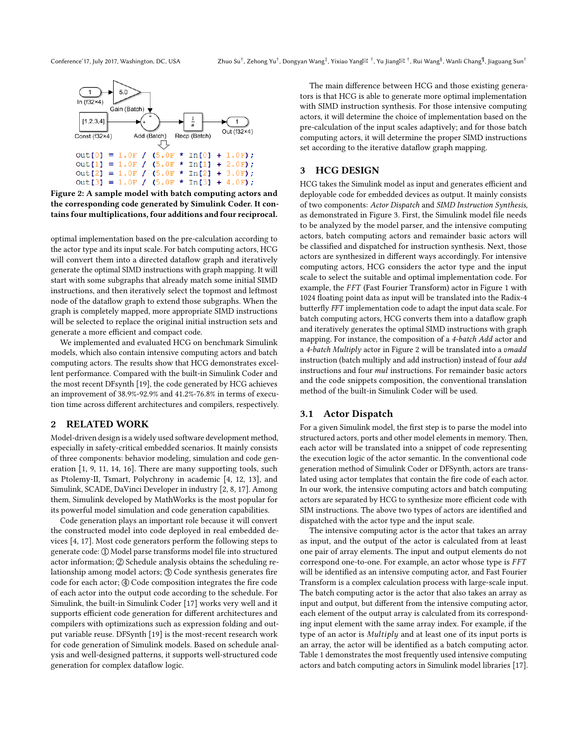1 In (f32×4)

5.0 Gain (Batch)

[1,2,3,4] Const (f32×4)

Add (Batch)

1/u Recp (Batch)

1 Out (f32×4)

```
Out[0] = 1.0F / (5.0F * In[0] + 1.0F);
Out[1] = 1.0F / (5.0F * In[1] + 2.0F);
Out[2] = 1.0F / (5.0F * In[2] + 3.0F);
Out[3] = 1.0F / (5.0F * In[3] + 4.0F);
```

**Figure 2: A sample model with batch computing actors and the corresponding code generated by Simulink Coder. It contains four multiplications, four additions and four reciprocal.**

optimal implementation based on the pre-calculation according to the actor type and its input scale. For batch computing actors, HCG will convert them into a directed dataflow graph and iteratively generate the optimal SIMD instructions with graph mapping. It will start with some subgraphs that already match some initial SIMD instructions, and then iteratively select the topmost and leftmost node of the dataflow graph to extend those subgraphs. When the graph is completely mapped, more appropriate SIMD instructions will be selected to replace the original initial instruction sets and generate a more efficient and compact code.

We implemented and evaluated HCG on benchmark Simulink models, which also contain intensive computing actors and batch computing actors. The results show that HCG demonstrates excellent performance. Compared with the built-in Simulink Coder and the most recent DFsynth [19], the code generated by HCG achieves an improvement of 38.9%-92.9% and 41.2%-76.8% in terms of execution time across different architectures and compilers, respectively.

## 2 RELATED WORK

Model-driven design is a widely used software development method, especially in safety-critical embedded scenarios. It mainly consists of three components: behavior modeling, simulation and code generation [1, 9, 11, 14, 16]. There are many supporting tools, such as Ptolemy-II, Tsmart, Polychrony in academic [4, 12, 13], and Simulink, SCADE, DaVinci Developer in industry [2, 8, 17]. Among them, Simulink developed by MathWorks is the most popular for its powerful model simulation and code generation capabilities.

Code generation plays an important role because it will convert the constructed model into code deployed in real embedded devices [4, 17]. Most code generators perform the following steps to generate code: ① Model parse transforms model file into structured actor information; ② Schedule analysis obtains the scheduling relationship among model actors; ③ Code synthesis generates fire code for each actor; ④ Code composition integrates the fire code of each actor into the output code according to the schedule. For Simulink, the built-in Simulink Coder [17] works very well and it supports efficient code generation for different architectures and compilers with optimizations such as expression folding and output variable reuse. DFSynth [19] is the most-recent research work for code generation of Simulink models. Based on schedule analysis and well-designed patterns, it supports well-structured code generation for complex dataflow logic.

The main difference between HCG and those existing generators is that HCG is able to generate more optimal implementation with SIMD instruction synthesis. For those intensive computing actors, it will determine the choice of implementation based on the pre-calculation of the input scales adaptively; and for those batch computing actors, it will determine the proper SIMD instructions set according to the iterative dataflow graph mapping.

## 3 HCG DESIGN

HCG takes the Simulink model as input and generates efficient and deployable code for embedded devices as output. It mainly consists of two components: *Actor Dispatch* and *SIMD Instruction Synthesis*, as demonstrated in Figure 3. First, the Simulink model file needs to be analyzed by the model parser, and the intensive computing actors, batch computing actors and remainder basic actors will be classified and dispatched for instruction synthesis. Next, those actors are synthesized in different ways accordingly. For intensive computing actors, HCG considers the actor type and the input scale to select the suitable and optimal implementation code. For example, the *FFT* (Fast Fourier Transform) actor in Figure 1 with 1024 floating point data as input will be translated into the Radix-4 butterfly *FFT* implementation code to adapt the input data scale. For batch computing actors, HCG converts them into a dataflow graph and iteratively generates the optimal SIMD instructions with graph mapping. For instance, the composition of a *4-batch Add* actor and a *4-batch Multiply* actor in Figure 2 will be translated into a *vmadd* instruction (batch multiply and add instruction) instead of four *add* instructions and four *mul* instructions. For remainder basic actors and the code snippets composition, the conventional translation method of the built-in Simulink Coder will be used.

### 3.1 Actor Dispatch

For a given Simulink model, the first step is to parse the model into structured actors, ports and other model elements in memory. Then, each actor will be translated into a snippet of code representing the execution logic of the actor semantic. In the conventional code generation method of Simulink Coder or DFSynth, actors are translated using actor templates that contain the fire code of each actor. In our work, the intensive computing actors and batch computing actors are separated by HCG to synthesize more efficient code with SIM instructions. The above two types of actors are identified and dispatched with the actor type and the input scale.

The intensive computing actor is the actor that takes an array as input, and the output of the actor is calculated from at least one pair of array elements. The input and output elements do not correspond one-to-one. For example, an actor whose type is *FFT* will be identified as an intensive computing actor, and Fast Fourier Transform is a complex calculation process with large-scale input. The batch computing actor is the actor that also takes an array as input and output, but different from the intensive computing actor, each element of the output array is calculated from its corresponding input element with the same array index. For example, if the type of an actor is *Multiply* and at least one of its input ports is an array, the actor will be identified as a batch computing actor. Table 1 demonstrates the most frequently used intensive computing actors and batch computing actors in Simulink model libraries [17].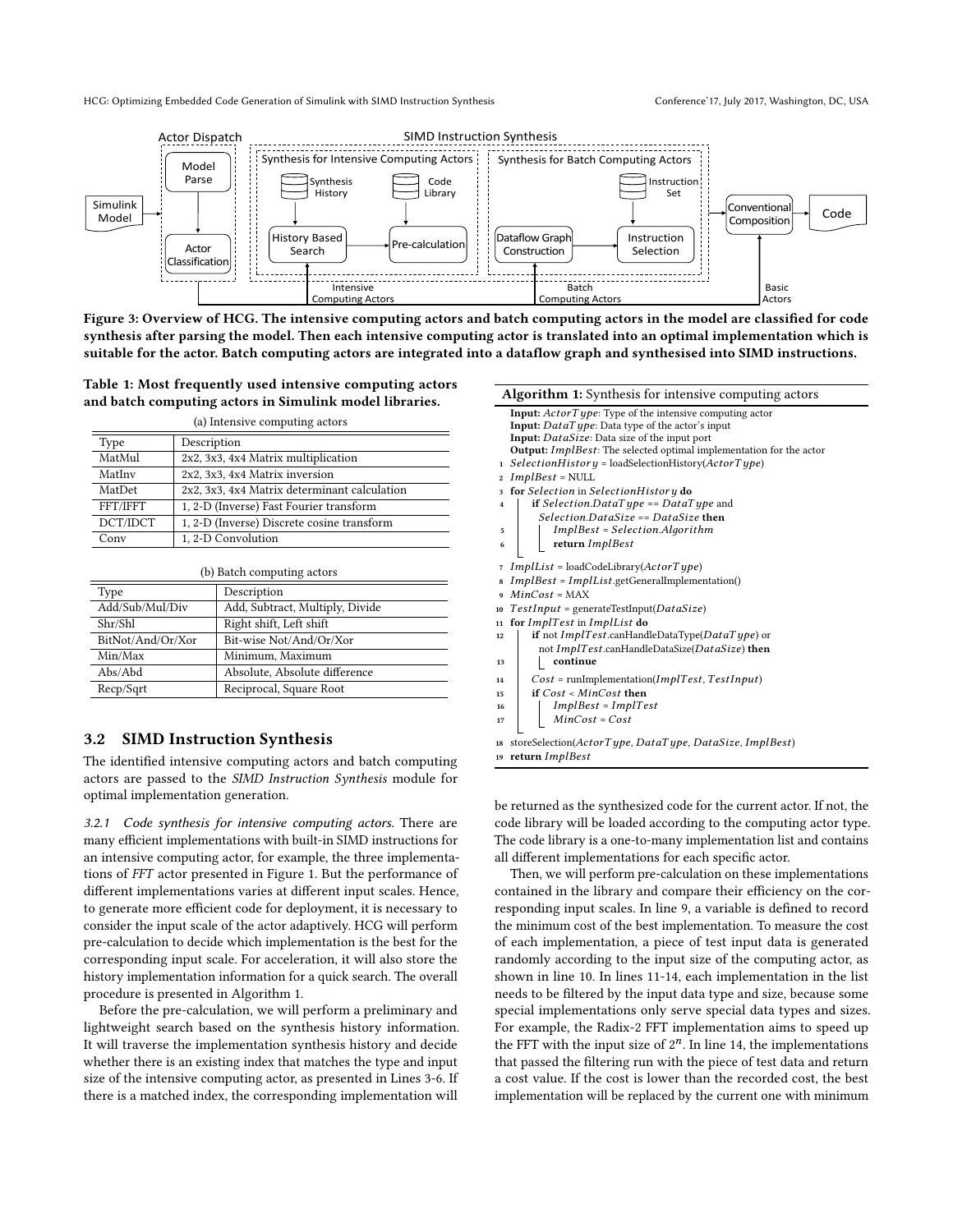Actor Dispatch

SIMD Instruction Synthesis

Synthesis for Intensive Computing Actors

Synthesis for Batch Computing Actors

Model Parse

Synthesis History

Code Library

Instruction Set

Simulink Model

Actor Classification

History Based Search

Pre-calculation

Dataflow Graph Construction

Instruction Selection

Conventional Composition

Code

Intensive Computing Actors

Batch Computing Actors

Basic Actors

**Figure 3: Overview of HCG. The intensive computing actors and batch computing actors in the model are classified for code synthesis after parsing the model. Then each intensive computing actor is translated into an optimal implementation which is suitable for the actor. Batch computing actors are integrated into a dataflow graph and synthesised into SIMD instructions.**

**Table 1: Most frequently used intensive computing actors and batch computing actors in Simulink model libraries.**

(a) Intensive computing actors

| Type | Description |
|---|---|
| MatMul | 2x2, 3x3, 4x4 Matrix multiplication |
| MatInv | 2x2, 3x3, 4x4 Matrix inversion |
| MatDet | 2x2, 3x3, 4x4 Matrix determinant calculation |
| FFT/IFFT | 1, 2-D (Inverse) Fast Fourier transform |
| DCT/IDCT | 1, 2-D (Inverse) Discrete cosine transform |
| Conv | 1, 2-D Convolution |

(b) Batch computing actors

| Type | Description |
|---|---|
| Add/Sub/Mul/Div | Add, Subtract, Multiply, Divide |
| Shr/Shl | Right shift, Left shift |
| BitNot/And/Or/Xor | Bit-wise Not/And/Or/Xor |
| Min/Max | Minimum, Maximum |
| Abs/Abd | Absolute, Absolute difference |
| Recp/Sqrt | Reciprocal, Square Root |

## 3.2 SIMD Instruction Synthesis

The identified intensive computing actors and batch computing actors are passed to the *SIMD Instruction Synthesis* module for optimal implementation generation.

*3.2.1 Code synthesis for intensive computing actors.* There are many efficient implementations with built-in SIMD instructions for an intensive computing actor, for example, the three implementations of *FFT* actor presented in Figure 1. But the performance of different implementations varies at different input scales. Hence, to generate more efficient code for deployment, it is necessary to consider the input scale of the actor adaptively. HCG will perform pre-calculation to decide which implementation is the best for the corresponding input scale. For acceleration, it will also store the history implementation information for a quick search. The overall procedure is presented in Algorithm 1.

Before the pre-calculation, we will perform a preliminary and lightweight search based on the synthesis history information. It will traverse the implementation synthesis history and decide whether there is an existing index that matches the type and input size of the intensive computing actor, as presented in Lines 3-6. If there is a matched index, the corresponding implementation will be returned as the synthesized code for the current actor. If not, the code library will be loaded according to the computing actor type. The code library is a one-to-many implementation list and contains all different implementations for each specific actor.

**Algorithm 1:** Synthesis for intensive computing actors

```
   Input: ActorType: Type of the intensive computing actor
   Input: DataType: Data type of the actor's input
   Input: DataSize: Data size of the input port
   Output: ImplBest: The selected optimal implementation for the actor
1  SelectionHistory = loadSelectionHistory(ActorType)
2  ImplBest = NULL
3  for Selection in SelectionHistory do
4      if Selection.DataType == DataType and
         Selection.DataSize == DataSize then
5          ImplBest = Selection.Algorithm
6          return ImplBest
7  ImplList = loadCodeLibrary(ActorType)
8  ImplBest = ImplList.getGeneralImplementation()
9  MinCost = MAX
10 TestInput = generateTestInput(DataSize)
11 for ImplTest in ImplList do
12     if not ImplTest.canHandleDataType(DataType) or
         not ImplTest.canHandleDataSize(DataSize) then
13         continue
14     Cost = runImplementation(ImplTest, TestInput)
15     if Cost < MinCost then
16         ImplBest = ImplTest
17         MinCost = Cost
18 storeSelection(ActorType, DataType, DataSize, ImplBest)
19 return ImplBest
```

Then, we will perform pre-calculation on these implementations contained in the library and compare their efficiency on the corresponding input scales. In line 9, a variable is defined to record the minimum cost of the best implementation. To measure the cost of each implementation, a piece of test input data is generated randomly according to the input size of the computing actor, as shown in line 10. In lines 11-14, each implementation in the list needs to be filtered by the input data type and size, because some special implementations only serve special data types and sizes. For example, the Radix-2 FFT implementation aims to speed up the FFT with the input size of $2^n$. In line 14, the implementations that passed the filtering run with the piece of test data and return a cost value. If the cost is lower than the recorded cost, the best implementation will be replaced by the current one with minimum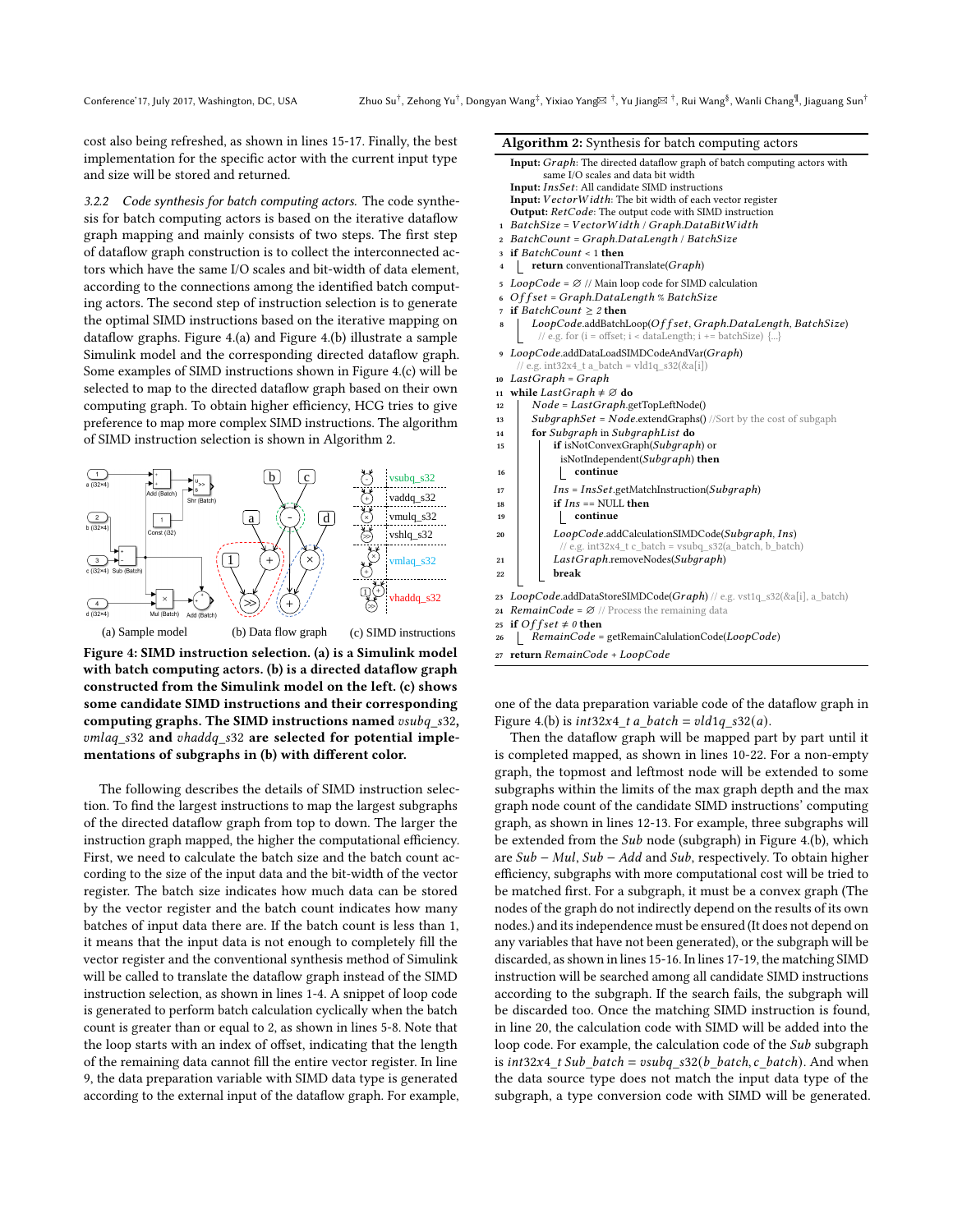cost also being refreshed, as shown in lines 15-17. Finally, the best implementation for the specific actor with the current input type and size will be stored and returned.

### 3.2.2 Code synthesis for batch computing actors.

The code synthesis for batch computing actors is based on the iterative dataflow graph mapping and mainly consists of two steps. The first step of dataflow graph construction is to collect the interconnected actors which have the same I/O scales and bit-width of data element, according to the connections among the identified batch computing actors. The second step of instruction selection is to generate the optimal SIMD instructions based on the iterative mapping on dataflow graphs. Figure 4.(a) and Figure 4.(b) illustrate a sample Simulink model and the corresponding directed dataflow graph. Some examples of SIMD instructions shown in Figure 4.(c) will be selected to map to the directed dataflow graph based on their own computing graph. To obtain higher efficiency, HCG tries to give preference to map more complex SIMD instructions. The algorithm of SIMD instruction selection is shown in Algorithm 2.

(a) Sample model (b) Data flow graph (c) SIMD instructions

vsubq_s32
vaddq_s32
vmulq_s32
vshlq_s32
vmlaq_s32
vhaddq_s32

**Figure 4: SIMD instruction selection. (a) is a Simulink model with batch computing actors. (b) is a directed dataflow graph constructed from the Simulink model on the left. (c) shows some candidate SIMD instructions and their corresponding computing graphs. The SIMD instructions named *vsubq_s32*, *vmlaq_s32* and *vhaddq_s32* are selected for potential implementations of subgraphs in (b) with different color.**

The following describes the details of SIMD instruction selection. To find the largest instructions to map the largest subgraphs of the directed dataflow graph from top to down. The larger the instruction graph mapped, the higher the computational efficiency. First, we need to calculate the batch size and the batch count according to the size of the input data and the bit-width of the vector register. The batch size indicates how much data can be stored by the vector register and the batch count indicates how many batches of input data there are. If the batch count is less than 1, it means that the input data is not enough to completely fill the vector register and the conventional synthesis method of Simulink will be called to translate the dataflow graph instead of the SIMD instruction selection, as shown in lines 1-4. A snippet of loop code is generated to perform batch calculation cyclically when the batch count is greater than or equal to 2, as shown in lines 5-8. Note that the loop starts with an index of offset, indicating that the length of the remaining data cannot fill the entire vector register. In line 9, the data preparation variable with SIMD data type is generated according to the external input of the dataflow graph. For example, one of the data preparation variable code of the dataflow graph in Figure 4.(b) is $int32x4\_t\ a\_batch = vld1q\_s32(a)$.

---

**Algorithm 2:** Synthesis for batch computing actors

**Input:** *Graph*: The directed dataflow graph of batch computing actors with same I/O scales and data bit width
**Input:** *InsSet*: All candidate SIMD instructions
**Input:** *VectorWidth*: The bit width of each vector register
**Output:** *RetCode*: The output code with SIMD instruction

```
1  BatchSize = VectorWidth / Graph.DataBitWidth
2  BatchCount = Graph.DataLength / BatchSize
3  if BatchCount < 1 then
4      return conventionalTranslate(Graph)
5  LoopCode = ∅ // Main loop code for SIMD calculation
6  Offset = Graph.DataLength % BatchSize
7  if BatchCount ≥ 2 then
8      LoopCode.addBatchLoop(Offset, Graph.DataLength, BatchSize)
           // e.g. for (i = offset; i < dataLength; i += batchSize) {...}
9  LoopCode.addDataLoadSIMDCodeAndVar(Graph)
       // e.g. int32x4_t a_batch = vld1q_s32(&a[i])
10 LastGraph = Graph
11 while LastGraph ≠ ∅ do
12     Node = LastGraph.getTopLeftNode()
13     SubgraphSet = Node.extendGraphs() //Sort by the cost of subgaph
14     for Subgraph in SubgraphList do
15         if isNotConvexGraph(Subgraph) or
            isNotIndependent(Subgraph) then
16             continue
17         Ins = InsSet.getMatchInstruction(Subgraph)
18         if Ins == NULL then
19             continue
20         LoopCode.addCalculationSIMDCode(Subgraph, Ins)
               // e.g. int32x4_t c_batch = vsubq_s32(a_batch, b_batch)
21         LastGraph.removeNodes(Subgraph)
22         break
23 LoopCode.addDataStoreSIMDCode(Graph) // e.g. vst1q_s32(&a[i], a_batch)
24 RemainCode = ∅ // Process the remaining data
25 if Offset ≠ 0 then
26     RemainCode = getRemainCalulationCode(LoopCode)
27 return RemainCode + LoopCode
```

---

Then the dataflow graph will be mapped part by part until it is completed mapped, as shown in lines 10-22. For a non-empty graph, the topmost and leftmost node will be extended to some subgraphs within the limits of the max graph depth and the max graph node count of the candidate SIMD instructions' computing graph, as shown in lines 12-13. For example, three subgraphs will be extended from the *Sub* node (subgraph) in Figure 4.(b), which are $Sub - Mul$, $Sub - Add$ and $Sub$, respectively. To obtain higher efficiency, subgraphs with more computational cost will be tried to be matched first. For a subgraph, it must be a convex graph (The nodes of the graph do not indirectly depend on the results of its own nodes.) and its independence must be ensured (It does not depend on any variables that have not been generated), or the subgraph will be discarded, as shown in lines 15-16. In lines 17-19, the matching SIMD instruction will be searched among all candidate SIMD instructions according to the subgraph. If the search fails, the subgraph will be discarded too. Once the matching SIMD instruction is found, in line 20, the calculation code with SIMD will be added into the loop code. For example, the calculation code of the *Sub* subgraph is $int32x4\_t\ Sub\_batch = vsubq\_s32(b\_batch, c\_batch)$. And when the data source type does not match the input data type of the subgraph, a type conversion code with SIMD will be generated.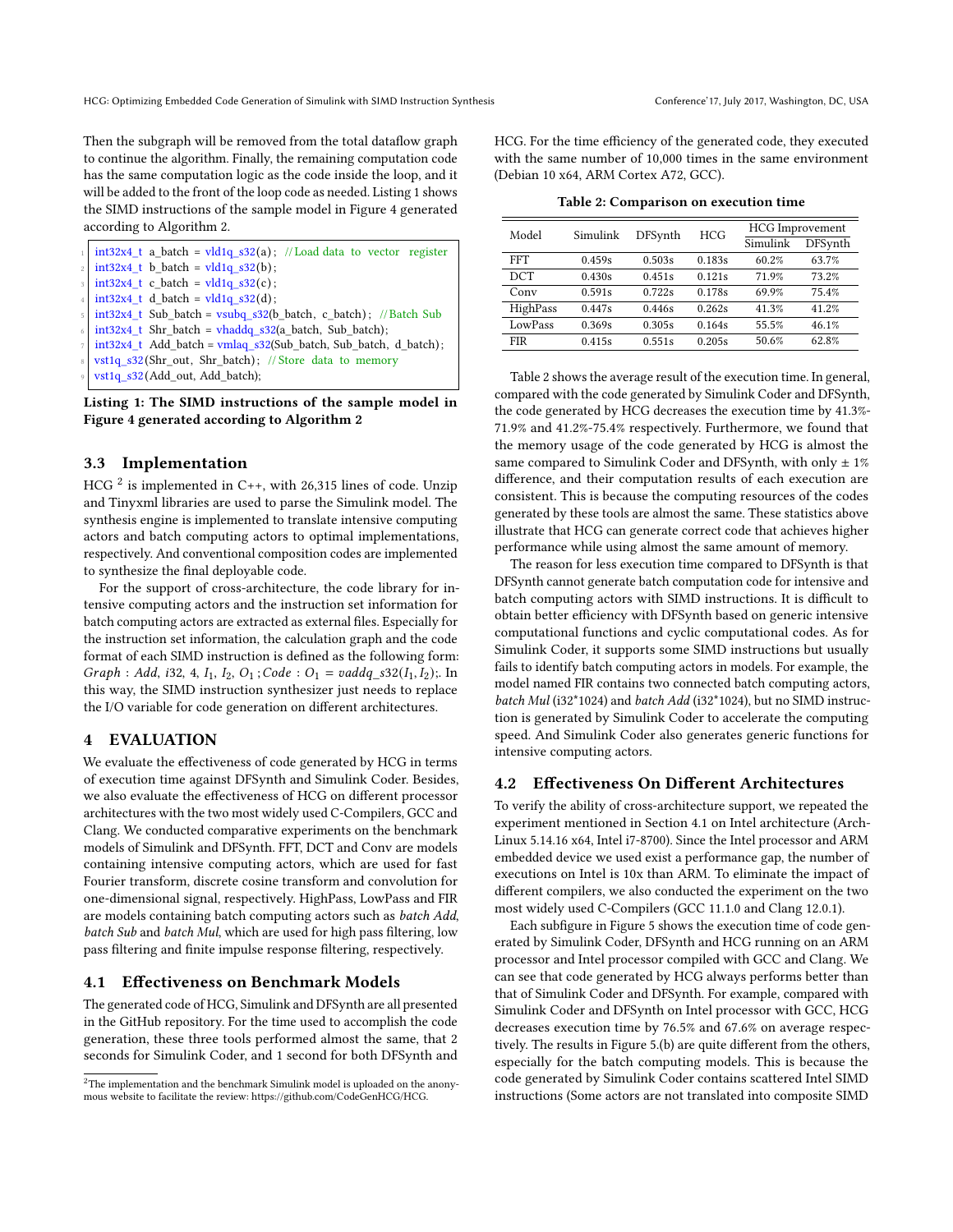Then the subgraph will be removed from the total dataflow graph to continue the algorithm. Finally, the remaining computation code has the same computation logic as the code inside the loop, and it will be added to the front of the loop code as needed. Listing 1 shows the SIMD instructions of the sample model in Figure 4 generated according to Algorithm 2.

```
int32x4_t a_batch = vld1q_s32(a); //Load data to vector register
int32x4_t b_batch = vld1q_s32(b);
int32x4_t c_batch = vld1q_s32(c);
int32x4_t d_batch = vld1q_s32(d);
int32x4_t Sub_batch = vsubq_s32(b_batch, c_batch); //Batch Sub
int32x4_t Shr_batch = vhaddq_s32(a_batch, Sub_batch);
int32x4_t Add_batch = vmlaq_s32(Sub_batch, Sub_batch, d_batch);
vst1q_s32(Shr_out, Shr_batch); // Store data to memory
vst1q_s32(Add_out, Add_batch);
```

**Listing 1: The SIMD instructions of the sample model in Figure 4 generated according to Algorithm 2**

### 3.3 Implementation

HCG [2] is implemented in C++, with 26,315 lines of code. Unzip and Tinyxml libraries are used to parse the Simulink model. The synthesis engine is implemented to translate intensive computing actors and batch computing actors to optimal implementations, respectively. And conventional composition codes are implemented to synthesize the final deployable code.

For the support of cross-architecture, the code library for intensive computing actors and the instruction set information for batch computing actors are extracted as external files. Especially for the instruction set information, the calculation graph and the code format of each SIMD instruction is defined as the following form: $Graph : Add, i32, 4, I_1, I_2, O_1 ; Code : O_1 = vaddq\_s32(I_1, I_2);$. In this way, the SIMD instruction synthesizer just needs to replace the I/O variable for code generation on different architectures.

## 4 EVALUATION

We evaluate the effectiveness of code generated by HCG in terms of execution time against DFSynth and Simulink Coder. Besides, we also evaluate the effectiveness of HCG on different processor architectures with the two most widely used C-Compilers, GCC and Clang. We conducted comparative experiments on the benchmark models of Simulink and DFSynth. FFT, DCT and Conv are models containing intensive computing actors, which are used for fast Fourier transform, discrete cosine transform and convolution for one-dimensional signal, respectively. HighPass, LowPass and FIR are models containing batch computing actors such as *batch Add*, *batch Sub* and *batch Mul*, which are used for high pass filtering, low pass filtering and finite impulse response filtering, respectively.

### 4.1 Effectiveness on Benchmark Models

The generated code of HCG, Simulink and DFSynth are all presented in the GitHub repository. For the time used to accomplish the code generation, these three tools performed almost the same, that 2 seconds for Simulink Coder, and 1 second for both DFSynth and HCG. For the time efficiency of the generated code, they executed with the same number of 10,000 times in the same environment (Debian 10 x64, ARM Cortex A72, GCC).

**Table 2: Comparison on execution time**

| Model | Simulink | DFSynth | HCG | HCG Improvement | |
|---|---|---|---|---|---|
| | | | | Simulink | DFSynth |
| FFT | 0.459s | 0.503s | 0.183s | 60.2% | 63.7% |
| DCT | 0.430s | 0.451s | 0.121s | 71.9% | 73.2% |
| Conv | 0.591s | 0.722s | 0.178s | 69.9% | 75.4% |
| HighPass | 0.447s | 0.446s | 0.262s | 41.3% | 41.2% |
| LowPass | 0.369s | 0.305s | 0.164s | 55.5% | 46.1% |
| FIR | 0.415s | 0.551s | 0.205s | 50.6% | 62.8% |

Table 2 shows the average result of the execution time. In general, compared with the code generated by Simulink Coder and DFSynth, the code generated by HCG decreases the execution time by 41.3%-71.9% and 41.2%-75.4% respectively. Furthermore, we found that the memory usage of the code generated by HCG is almost the same compared to Simulink Coder and DFSynth, with only ± 1% difference, and their computation results of each execution are consistent. This is because the computing resources of the codes generated by these tools are almost the same. These statistics above illustrate that HCG can generate correct code that achieves higher performance while using almost the same amount of memory.

The reason for less execution time compared to DFSynth is that DFSynth cannot generate batch computation code for intensive and batch computing actors with SIMD instructions. It is difficult to obtain better efficiency with DFSynth based on generic intensive computational functions and cyclic computational codes. As for Simulink Coder, it supports some SIMD instructions but usually fails to identify batch computing actors in models. For example, the model named FIR contains two connected batch computing actors, *batch Mul* (i32*1024) and *batch Add* (i32*1024), but no SIMD instruction is generated by Simulink Coder to accelerate the computing speed. And Simulink Coder also generates generic functions for intensive computing actors.

### 4.2 Effectiveness On Different Architectures

To verify the ability of cross-architecture support, we repeated the experiment mentioned in Section 4.1 on Intel architecture (Arch-Linux 5.14.16 x64, Intel i7-8700). Since the Intel processor and ARM embedded device we used exist a performance gap, the number of executions on Intel is 10x than ARM. To eliminate the impact of different compilers, we also conducted the experiment on the two most widely used C-Compilers (GCC 11.1.0 and Clang 12.0.1).

Each subfigure in Figure 5 shows the execution time of code generated by Simulink Coder, DFSynth and HCG running on an ARM processor and Intel processor compiled with GCC and Clang. We can see that code generated by HCG always performs better than that of Simulink Coder and DFSynth. For example, compared with Simulink Coder and DFSynth on Intel processor with GCC, HCG decreases execution time by 76.5% and 67.6% on average respectively. The results in Figure 5.(b) are quite different from the others, especially for the batch computing models. This is because the code generated by Simulink Coder contains scattered Intel SIMD instructions (Some actors are not translated into composite SIMD

---

[2] The implementation and the benchmark Simulink model is uploaded on the anonymous website to facilitate the review: https://github.com/CodeGenHCG/HCG.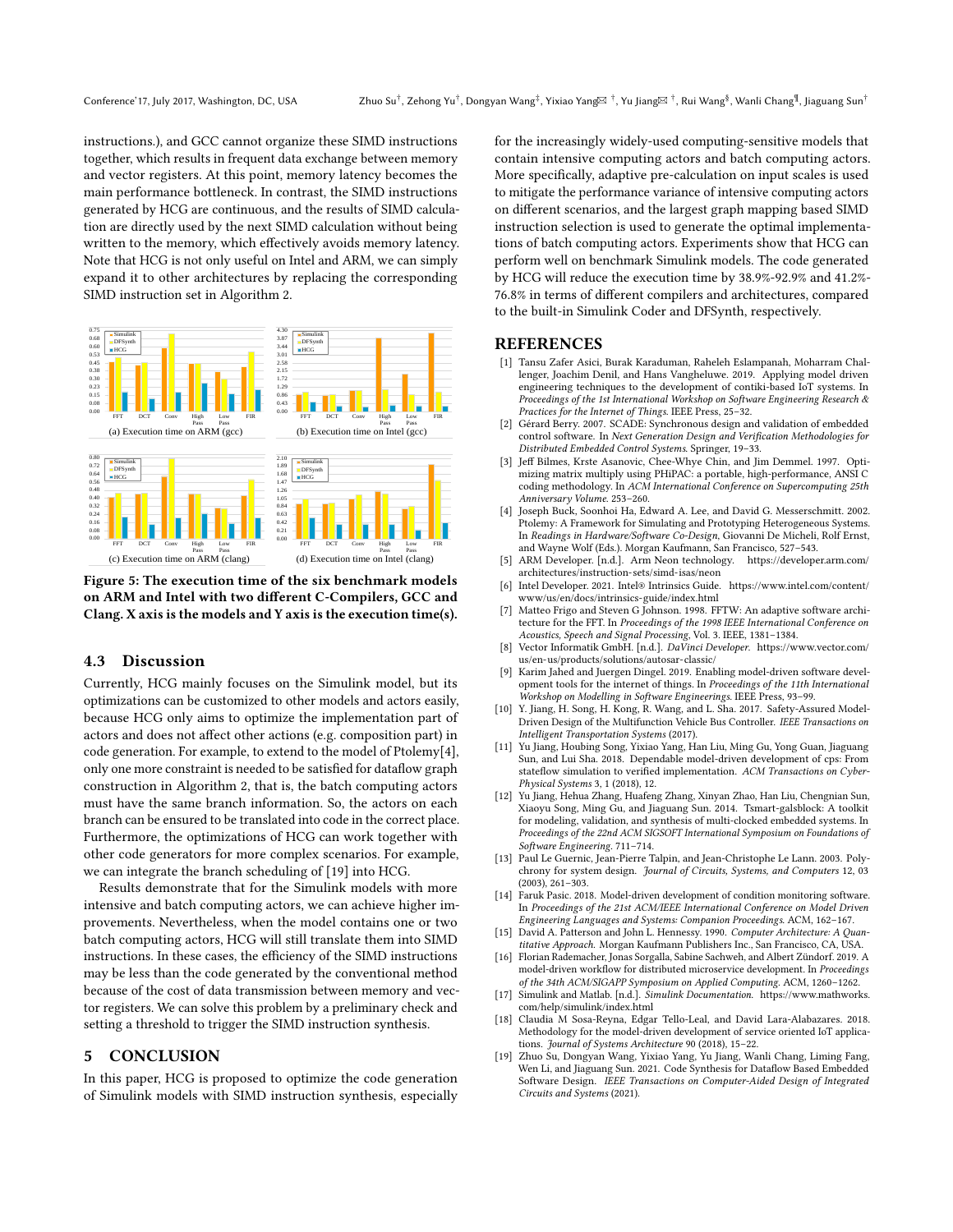instructions.), and GCC cannot organize these SIMD instructions together, which results in frequent data exchange between memory and vector registers. At this point, memory latency becomes the main performance bottleneck. In contrast, the SIMD instructions generated by HCG are continuous, and the results of SIMD calculation are directly used by the next SIMD calculation without being written to the memory, which effectively avoids memory latency. Note that HCG is not only useful on Intel and ARM, we can simply expand it to other architectures by replacing the corresponding SIMD instruction set in Algorithm 2.

0.75
0.68
0.60
0.53
0.45
0.38
0.30
0.23
0.15
0.08
0.00
Simulink
DFSynth
HCG
FFT DCT Conv High Pass Low Pass FIR
(a) Execution time on ARM (gcc)

4.30
3.87
3.44
3.01
2.58
2.15
1.72
1.29
0.86
0.43
0.00
Simulink
DFSynth
HCG
FFT DCT Conv High Pass Low Pass FIR
(b) Execution time on Intel (gcc)

0.80
0.72
0.64
0.56
0.48
0.40
0.32
0.24
0.16
0.08
0.00
Simulink
DFSynth
HCG
FFT DCT Conv High Pass Low Pass FIR
(c) Execution time on ARM (clang)

2.10
1.89
1.68
1.47
1.26
1.05
0.84
0.63
0.42
0.21
0.00
Simulink
DFSynth
HCG
FFT DCT Conv High Pass Low Pass FIR
(d) Execution time on Intel (clang)

**Figure 5: The execution time of the six benchmark models on ARM and Intel with two different C-Compilers, GCC and Clang. X axis is the models and Y axis is the execution time(s).**

## 4.3 Discussion

Currently, HCG mainly focuses on the Simulink model, but its optimizations can be customized to other models and actors easily, because HCG only aims to optimize the implementation part of actors and does not affect other actions (e.g. composition part) in code generation. For example, to extend to the model of Ptolemy[4], only one more constraint is needed to be satisfied for dataflow graph construction in Algorithm 2, that is, the batch computing actors must have the same branch information. So, the actors on each branch can be ensured to be translated into code in the correct place. Furthermore, the optimizations of HCG can work together with other code generators for more complex scenarios. For example, we can integrate the branch scheduling of [19] into HCG.

Results demonstrate that for the Simulink models with more intensive and batch computing actors, we can achieve higher improvements. Nevertheless, when the model contains one or two batch computing actors, HCG will still translate them into SIMD instructions. In these cases, the efficiency of the SIMD instructions may be less than the code generated by the conventional method because of the cost of data transmission between memory and vector registers. We can solve this problem by a preliminary check and setting a threshold to trigger the SIMD instruction synthesis.

# 5 CONCLUSION

In this paper, HCG is proposed to optimize the code generation of Simulink models with SIMD instruction synthesis, especially for the increasingly widely-used computing-sensitive models that contain intensive computing actors and batch computing actors. More specifically, adaptive pre-calculation on input scales is used to mitigate the performance variance of intensive computing actors on different scenarios, and the largest graph mapping based SIMD instruction selection is used to generate the optimal implementations of batch computing actors. Experiments show that HCG can perform well on benchmark Simulink models. The code generated by HCG will reduce the execution time by 38.9%-92.9% and 41.2%-76.8% in terms of different compilers and architectures, compared to the built-in Simulink Coder and DFSynth, respectively.

# REFERENCES

[1] Tansu Zafer Asici, Burak Karaduman, Raheleh Eslampanah, Moharram Challenger, Joachim Denil, and Hans Vangheluwe. 2019. Applying model driven engineering techniques to the development of contiki-based IoT systems. In *Proceedings of the 1st International Workshop on Software Engineering Research & Practices for the Internet of Things*. IEEE Press, 25–32.

[2] Gérard Berry. 2007. SCADE: Synchronous design and validation of embedded control software. In *Next Generation Design and Verification Methodologies for Distributed Embedded Control Systems*. Springer, 19–33.

[3] Jeff Bilmes, Krste Asanovic, Chee-Whye Chin, and Jim Demmel. 1997. Optimizing matrix multiply using PHiPAC: a portable, high-performance, ANSI C coding methodology. In *ACM International Conference on Supercomputing 25th Anniversary Volume*. 253–260.

[4] Joseph Buck, Soonhoi Ha, Edward A. Lee, and David G. Messerschmitt. 2002. Ptolemy: A Framework for Simulating and Prototyping Heterogeneous Systems. In *Readings in Hardware/Software Co-Design*, Giovanni De Micheli, Rolf Ernst, and Wayne Wolf (Eds.). Morgan Kaufmann, San Francisco, 527–543.

[5] ARM Developer. [n.d.]. Arm Neon technology. https://developer.arm.com/architectures/instruction-sets/simd-isas/neon

[6] Intel Developer. 2021. Intel® Intrinsics Guide. https://www.intel.com/content/www/us/en/docs/intrinsics-guide/index.html

[7] Matteo Frigo and Steven G Johnson. 1998. FFTW: An adaptive software architecture for the FFT. In *Proceedings of the 1998 IEEE International Conference on Acoustics, Speech and Signal Processing*, Vol. 3. IEEE, 1381–1384.

[8] Vector Informatik GmbH. [n.d.]. *DaVinci Developer*. https://www.vector.com/us/en-us/products/solutions/autosar-classic/

[9] Karim Jahed and Juergen Dingel. 2019. Enabling model-driven software development tools for the internet of things. In *Proceedings of the 11th International Workshop on Modelling in Software Engineerings*. IEEE Press, 93–99.

[10] Y. Jiang, H. Song, H. Kong, R. Wang, and L. Sha. 2017. Safety-Assured Model-Driven Design of the Multifunction Vehicle Bus Controller. *IEEE Transactions on Intelligent Transportation Systems* (2017).

[11] Yu Jiang, Houbing Song, Yixiao Yang, Han Liu, Ming Gu, Yong Guan, Jiaguang Sun, and Lui Sha. 2018. Dependable model-driven development of cps: From stateflow simulation to verified implementation. *ACM Transactions on Cyber-Physical Systems* 3, 1 (2018), 12.

[12] Yu Jiang, Hehua Zhang, Huafeng Zhang, Xinyan Zhao, Han Liu, Chengnian Sun, Xiaoyu Song, Ming Gu, and Jiaguang Sun. 2014. Tsmart-galsblock: A toolkit for modeling, validation, and synthesis of multi-clocked embedded systems. In *Proceedings of the 22nd ACM SIGSOFT International Symposium on Foundations of Software Engineering*. 711–714.

[13] Paul Le Guernic, Jean-Pierre Talpin, and Jean-Christophe Le Lann. 2003. Polychrony for system design. *Journal of Circuits, Systems, and Computers* 12, 03 (2003), 261–303.

[14] Faruk Pasic. 2018. Model-driven development of condition monitoring software. In *Proceedings of the 21st ACM/IEEE International Conference on Model Driven Engineering Languages and Systems: Companion Proceedings*. ACM, 162–167.

[15] David A. Patterson and John L. Hennessy. 1990. *Computer Architecture: A Quantitative Approach*. Morgan Kaufmann Publishers Inc., San Francisco, CA, USA.

[16] Florian Rademacher, Jonas Sorgalla, Sabine Sachweh, and Albert Zündorf. 2019. A model-driven workflow for distributed microservice development. In *Proceedings of the 34th ACM/SIGAPP Symposium on Applied Computing*. ACM, 1260–1262.

[17] Simulink and Matlab. [n.d.]. *Simulink Documentation*. https://www.mathworks.com/help/simulink/index.html

[18] Claudia M Sosa-Reyna, Edgar Tello-Leal, and David Lara-Alabazares. 2018. Methodology for the model-driven development of service oriented IoT applications. *Journal of Systems Architecture* 90 (2018), 15–22.

[19] Zhuo Su, Dongyan Wang, Yixiao Yang, Yu Jiang, Wanli Chang, Liming Fang, Wen Li, and Jiaguang Sun. 2021. Code Synthesis for Dataflow Based Embedded Software Design. *IEEE Transactions on Computer-Aided Design of Integrated Circuits and Systems* (2021).